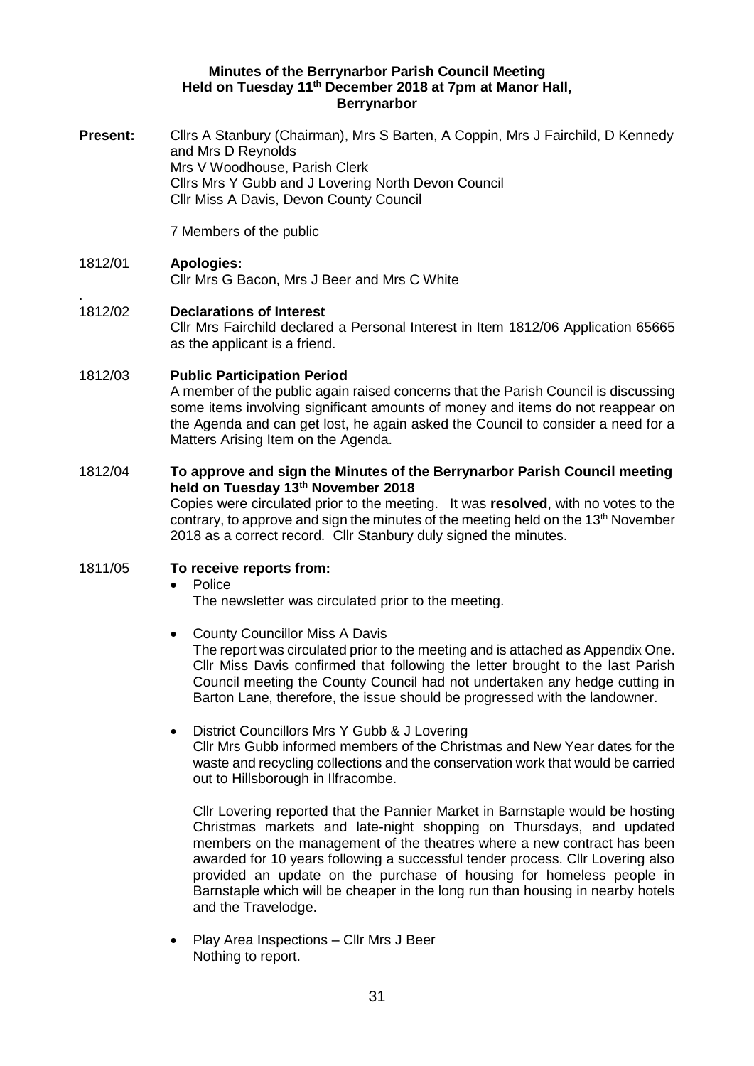**Minutes of the Berrynarbor Parish Council Meeting**
**Held on Tuesday 11th December 2018 at 7pm at Manor Hall, Berrynarbor**

**Present:** Cllrs A Stanbury (Chairman), Mrs S Barten, A Coppin, Mrs J Fairchild, D Kennedy and Mrs D Reynolds
Mrs V Woodhouse, Parish Clerk
Cllrs Mrs Y Gubb and J Lovering North Devon Council
Cllr Miss A Davis, Devon County Council

7 Members of the public

1812/01 **Apologies:**
Cllr Mrs G Bacon, Mrs J Beer and Mrs C White

.
1812/02 **Declarations of Interest**
Cllr Mrs Fairchild declared a Personal Interest in Item 1812/06 Application 65665 as the applicant is a friend.

1812/03 **Public Participation Period**
A member of the public again raised concerns that the Parish Council is discussing some items involving significant amounts of money and items do not reappear on the Agenda and can get lost, he again asked the Council to consider a need for a Matters Arising Item on the Agenda.

1812/04 **To approve and sign the Minutes of the Berrynarbor Parish Council meeting held on Tuesday 13th November 2018**
Copies were circulated prior to the meeting. It was **resolved**, with no votes to the contrary, to approve and sign the minutes of the meeting held on the 13th November 2018 as a correct record. Cllr Stanbury duly signed the minutes.

1811/05 **To receive reports from:**

- Police
  The newsletter was circulated prior to the meeting.

- County Councillor Miss A Davis
  The report was circulated prior to the meeting and is attached as Appendix One. Cllr Miss Davis confirmed that following the letter brought to the last Parish Council meeting the County Council had not undertaken any hedge cutting in Barton Lane, therefore, the issue should be progressed with the landowner.

- District Councillors Mrs Y Gubb & J Lovering
  Cllr Mrs Gubb informed members of the Christmas and New Year dates for the waste and recycling collections and the conservation work that would be carried out to Hillsborough in Ilfracombe.

  Cllr Lovering reported that the Pannier Market in Barnstaple would be hosting Christmas markets and late-night shopping on Thursdays, and updated members on the management of the theatres where a new contract has been awarded for 10 years following a successful tender process. Cllr Lovering also provided an update on the purchase of housing for homeless people in Barnstaple which will be cheaper in the long run than housing in nearby hotels and the Travelodge.

- Play Area Inspections – Cllr Mrs J Beer
  Nothing to report.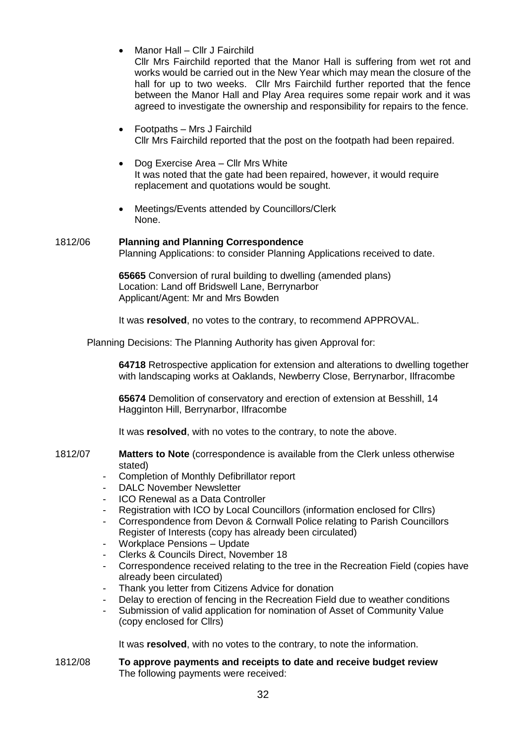- Manor Hall – Cllr J Fairchild
  Cllr Mrs Fairchild reported that the Manor Hall is suffering from wet rot and works would be carried out in the New Year which may mean the closure of the hall for up to two weeks. Cllr Mrs Fairchild further reported that the fence between the Manor Hall and Play Area requires some repair work and it was agreed to investigate the ownership and responsibility for repairs to the fence.

- Footpaths – Mrs J Fairchild
  Cllr Mrs Fairchild reported that the post on the footpath had been repaired.

- Dog Exercise Area – Cllr Mrs White
  It was noted that the gate had been repaired, however, it would require replacement and quotations would be sought.

- Meetings/Events attended by Councillors/Clerk
  None.

1812/06 **Planning and Planning Correspondence**

Planning Applications: to consider Planning Applications received to date.

**65665** Conversion of rural building to dwelling (amended plans)
Location: Land off Bridswell Lane, Berrynarbor
Applicant/Agent: Mr and Mrs Bowden

It was **resolved**, no votes to the contrary, to recommend APPROVAL.

Planning Decisions: The Planning Authority has given Approval for:

**64718** Retrospective application for extension and alterations to dwelling together with landscaping works at Oaklands, Newberry Close, Berrynarbor, Ilfracombe

**65674** Demolition of conservatory and erection of extension at Besshill, 14 Hagginton Hill, Berrynarbor, Ilfracombe

It was **resolved**, with no votes to the contrary, to note the above.

1812/07 **Matters to Note** (correspondence is available from the Clerk unless otherwise stated)

- Completion of Monthly Defibrillator report
- DALC November Newsletter
- ICO Renewal as a Data Controller
- Registration with ICO by Local Councillors (information enclosed for Cllrs)
- Correspondence from Devon & Cornwall Police relating to Parish Councillors Register of Interests (copy has already been circulated)
- Workplace Pensions – Update
- Clerks & Councils Direct, November 18
- Correspondence received relating to the tree in the Recreation Field (copies have already been circulated)
- Thank you letter from Citizens Advice for donation
- Delay to erection of fencing in the Recreation Field due to weather conditions
- Submission of valid application for nomination of Asset of Community Value (copy enclosed for Cllrs)

It was **resolved**, with no votes to the contrary, to note the information.

1812/08 **To approve payments and receipts to date and receive budget review**

The following payments were received: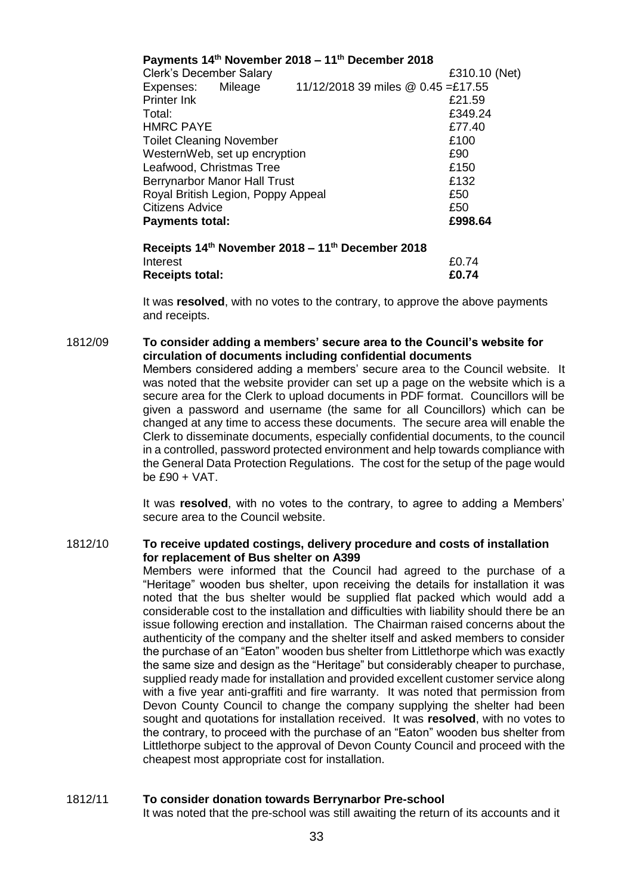**Payments 14th November 2018 – 11th December 2018**

| | | |
|---|---|---|
| Clerk's December Salary | | £310.10 (Net) |
| Expenses: Mileage | 11/12/2018 39 miles @ 0.45 =£17.55 | |
| Printer Ink | | £21.59 |
| Total: | | £349.24 |
| HMRC PAYE | | £77.40 |
| Toilet Cleaning November | | £100 |
| WesternWeb, set up encryption | | £90 |
| Leafwood, Christmas Tree | | £150 |
| Berrynarbor Manor Hall Trust | | £132 |
| Royal British Legion, Poppy Appeal | | £50 |
| Citizens Advice | | £50 |
| **Payments total:** | | **£998.64** |

**Receipts 14th November 2018 – 11th December 2018**

| | |
|---|---|
| Interest | £0.74 |
| **Receipts total:** | **£0.74** |

It was **resolved**, with no votes to the contrary, to approve the above payments and receipts.

1812/09 **To consider adding a members' secure area to the Council's website for circulation of documents including confidential documents**

Members considered adding a members' secure area to the Council website. It was noted that the website provider can set up a page on the website which is a secure area for the Clerk to upload documents in PDF format. Councillors will be given a password and username (the same for all Councillors) which can be changed at any time to access these documents. The secure area will enable the Clerk to disseminate documents, especially confidential documents, to the council in a controlled, password protected environment and help towards compliance with the General Data Protection Regulations. The cost for the setup of the page would be £90 + VAT.

It was **resolved**, with no votes to the contrary, to agree to adding a Members' secure area to the Council website.

1812/10 **To receive updated costings, delivery procedure and costs of installation for replacement of Bus shelter on A399**

Members were informed that the Council had agreed to the purchase of a "Heritage" wooden bus shelter, upon receiving the details for installation it was noted that the bus shelter would be supplied flat packed which would add a considerable cost to the installation and difficulties with liability should there be an issue following erection and installation. The Chairman raised concerns about the authenticity of the company and the shelter itself and asked members to consider the purchase of an "Eaton" wooden bus shelter from Littlethorpe which was exactly the same size and design as the "Heritage" but considerably cheaper to purchase, supplied ready made for installation and provided excellent customer service along with a five year anti-graffiti and fire warranty. It was noted that permission from Devon County Council to change the company supplying the shelter had been sought and quotations for installation received. It was **resolved**, with no votes to the contrary, to proceed with the purchase of an "Eaton" wooden bus shelter from Littlethorpe subject to the approval of Devon County Council and proceed with the cheapest most appropriate cost for installation.

1812/11 **To consider donation towards Berrynarbor Pre-school**

It was noted that the pre-school was still awaiting the return of its accounts and it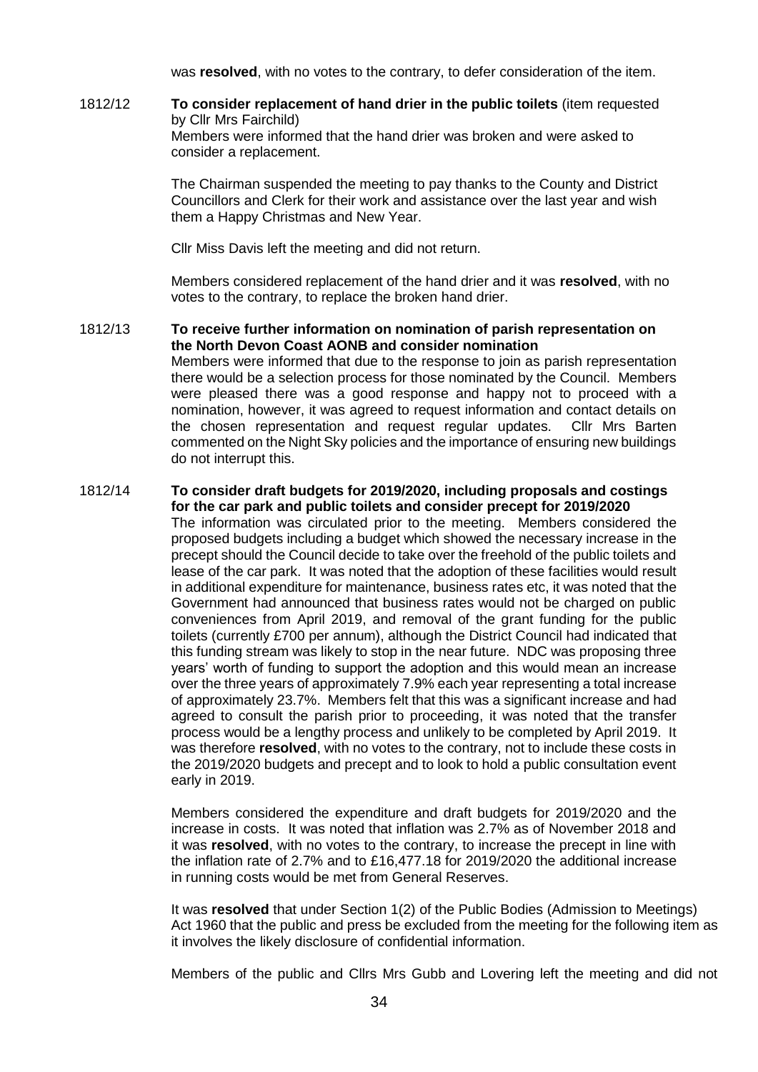was **resolved**, with no votes to the contrary, to defer consideration of the item.

1812/12 **To consider replacement of hand drier in the public toilets** (item requested by Cllr Mrs Fairchild)

Members were informed that the hand drier was broken and were asked to consider a replacement.

The Chairman suspended the meeting to pay thanks to the County and District Councillors and Clerk for their work and assistance over the last year and wish them a Happy Christmas and New Year.

Cllr Miss Davis left the meeting and did not return.

Members considered replacement of the hand drier and it was **resolved**, with no votes to the contrary, to replace the broken hand drier.

1812/13 **To receive further information on nomination of parish representation on the North Devon Coast AONB and consider nomination**

Members were informed that due to the response to join as parish representation there would be a selection process for those nominated by the Council. Members were pleased there was a good response and happy not to proceed with a nomination, however, it was agreed to request information and contact details on the chosen representation and request regular updates. Cllr Mrs Barten commented on the Night Sky policies and the importance of ensuring new buildings do not interrupt this.

1812/14 **To consider draft budgets for 2019/2020, including proposals and costings for the car park and public toilets and consider precept for 2019/2020**

The information was circulated prior to the meeting. Members considered the proposed budgets including a budget which showed the necessary increase in the precept should the Council decide to take over the freehold of the public toilets and lease of the car park. It was noted that the adoption of these facilities would result in additional expenditure for maintenance, business rates etc, it was noted that the Government had announced that business rates would not be charged on public conveniences from April 2019, and removal of the grant funding for the public toilets (currently £700 per annum), although the District Council had indicated that this funding stream was likely to stop in the near future. NDC was proposing three years' worth of funding to support the adoption and this would mean an increase over the three years of approximately 7.9% each year representing a total increase of approximately 23.7%. Members felt that this was a significant increase and had agreed to consult the parish prior to proceeding, it was noted that the transfer process would be a lengthy process and unlikely to be completed by April 2019. It was therefore **resolved**, with no votes to the contrary, not to include these costs in the 2019/2020 budgets and precept and to look to hold a public consultation event early in 2019.

Members considered the expenditure and draft budgets for 2019/2020 and the increase in costs. It was noted that inflation was 2.7% as of November 2018 and it was **resolved**, with no votes to the contrary, to increase the precept in line with the inflation rate of 2.7% and to £16,477.18 for 2019/2020 the additional increase in running costs would be met from General Reserves.

It was **resolved** that under Section 1(2) of the Public Bodies (Admission to Meetings) Act 1960 that the public and press be excluded from the meeting for the following item as it involves the likely disclosure of confidential information.

Members of the public and Cllrs Mrs Gubb and Lovering left the meeting and did not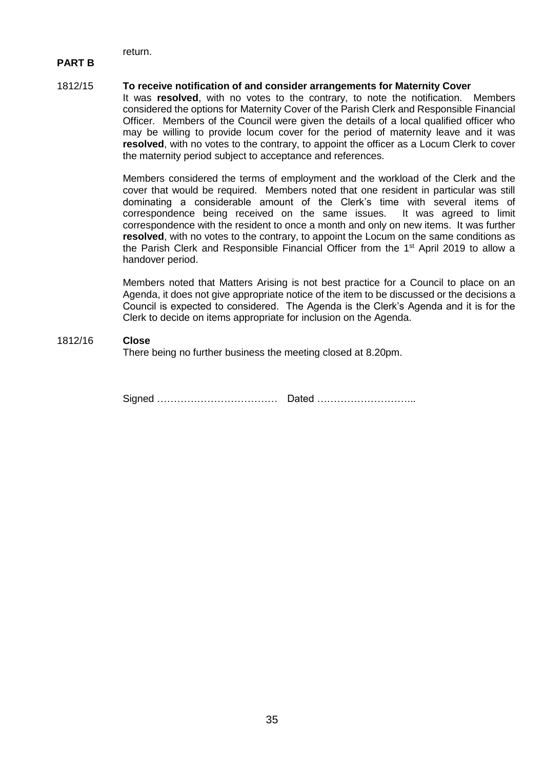return.

**PART B**

1812/15 **To receive notification of and consider arrangements for Maternity Cover**

It was **resolved**, with no votes to the contrary, to note the notification. Members considered the options for Maternity Cover of the Parish Clerk and Responsible Financial Officer. Members of the Council were given the details of a local qualified officer who may be willing to provide locum cover for the period of maternity leave and it was **resolved**, with no votes to the contrary, to appoint the officer as a Locum Clerk to cover the maternity period subject to acceptance and references.

Members considered the terms of employment and the workload of the Clerk and the cover that would be required. Members noted that one resident in particular was still dominating a considerable amount of the Clerk's time with several items of correspondence being received on the same issues. It was agreed to limit correspondence with the resident to once a month and only on new items. It was further **resolved**, with no votes to the contrary, to appoint the Locum on the same conditions as the Parish Clerk and Responsible Financial Officer from the 1st April 2019 to allow a handover period.

Members noted that Matters Arising is not best practice for a Council to place on an Agenda, it does not give appropriate notice of the item to be discussed or the decisions a Council is expected to considered. The Agenda is the Clerk's Agenda and it is for the Clerk to decide on items appropriate for inclusion on the Agenda.

1812/16 **Close**

There being no further business the meeting closed at 8.20pm.

Signed ……………………………… Dated ………………………..